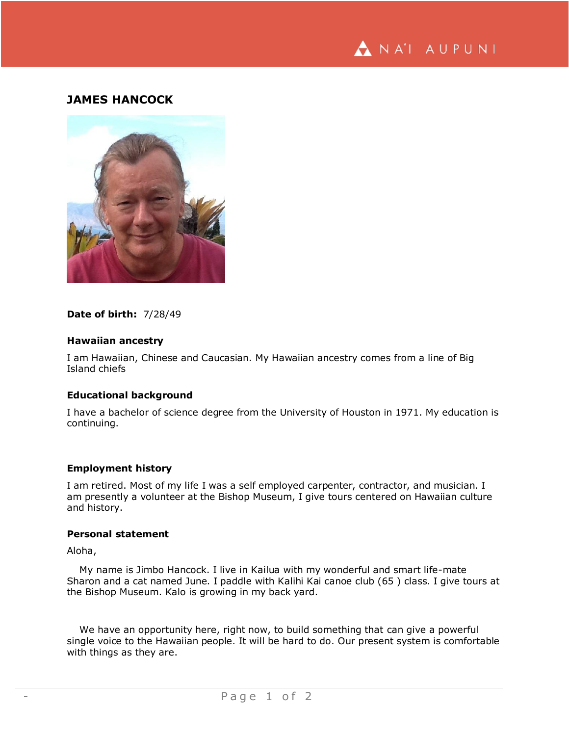# JAMES HANCOCK

**Date of birth:** 7/28/49

### Hawaiian ancestry

I am Hawaiian, Chinese and Caucasian. My Hawaiian ancestry comes from a line of Big Island chiefs

### Educational background

I have a bachelor of science degree from the University of Houston in 1971. My education is continuing.

### Employment history

I am retired. Most of my life I was a self employed carpenter, contractor, and musician. I am presently a volunteer at the Bishop Museum, I give tours centered on Hawaiian culture and history.

### Personal statement

Aloha,

My name is Jimbo Hancock. I live in Kailua with my wonderful and smart life-mate Sharon and a cat named June. I paddle with Kalihi Kai canoe club (65 ) class. I give tours at the Bishop Museum. Kalo is growing in my back yard.

We have an opportunity here, right now, to build something that can give a powerful single voice to the Hawaiian people. It will be hard to do. Our present system is comfortable with things as they are.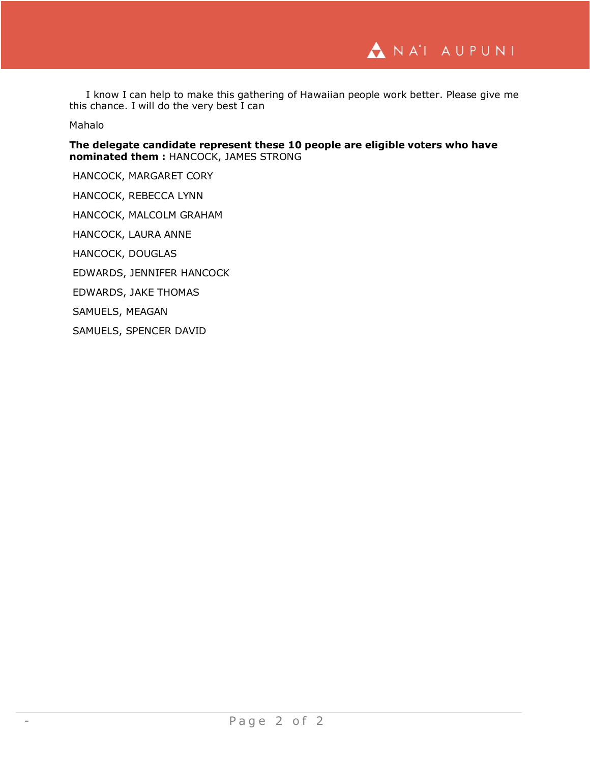I know I can help to make this gathering of Hawaiian people work better. Please give me this chance. I will do the very best I can

Mahalo

**The delegate candidate represent these 10 people are eligible voters who have nominated them :** HANCOCK, JAMES STRONG

HANCOCK, MARGARET CORY

HANCOCK, REBECCA LYNN

HANCOCK, MALCOLM GRAHAM

HANCOCK, LAURA ANNE

HANCOCK, DOUGLAS

EDWARDS, JENNIFER HANCOCK

EDWARDS, JAKE THOMAS

SAMUELS, MEAGAN

SAMUELS, SPENCER DAVID